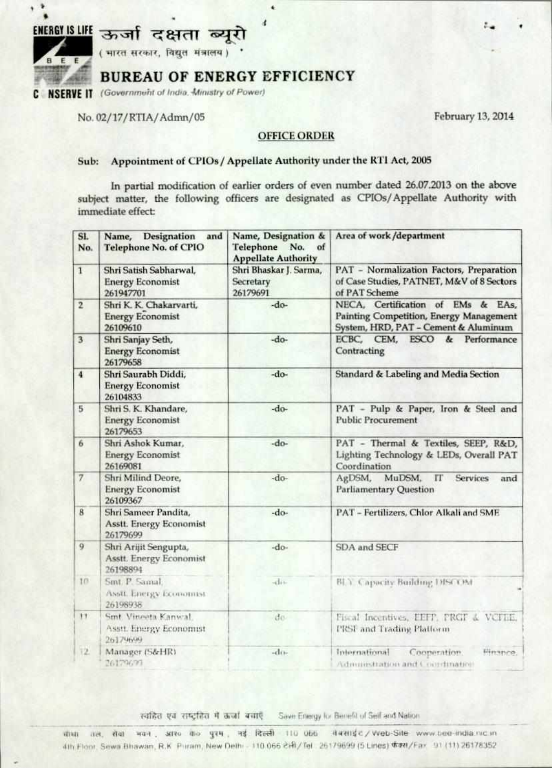ENERGY IS LIFE ऊर्जा दक्षता ब्यूरो
(भारत सरकार, विद्युत मंत्रालय)

# BUREAU OF ENERGY EFFICIENCY

CONSERVE IT *(Government of India, Ministry of Power)*

No. 02/17/RTIA/Admn/05

February 13, 2014

## OFFICE ORDER

**Sub: Appointment of CPIOs / Appellate Authority under the RTI Act, 2005**

In partial modification of earlier orders of even number dated 26.07.2013 on the above subject matter, the following officers are designated as CPIOs/Appellate Authority with immediate effect:

| Sl. No. | Name, Designation and Telephone No. of CPIO | Name, Designation & Telephone No. of Appellate Authority | Area of work /department |
|---|---|---|---|
| 1 | Shri Satish Sabharwal, Energy Economist 261947701 | Shri Bhaskar J. Sarma, Secretary 26179691 | PAT - Normalization Factors, Preparation of Case Studies, PATNET, M&V of 8 Sectors of PAT Scheme |
| 2 | Shri K. K. Chakarvarti, Energy Economist 26109610 | -do- | NECA, Certification of EMs & EAs, Painting Competition, Energy Management System, HRD, PAT - Cement & Aluminum |
| 3 | Shri Sanjay Seth, Energy Economist 26179658 | -do- | ECBC, CEM, ESCO & Performance Contracting |
| 4 | Shri Saurabh Diddi, Energy Economist 26104833 | -do- | Standard & Labeling and Media Section |
| 5 | Shri S. K. Khandare, Energy Economist 26179653 | -do- | PAT - Pulp & Paper, Iron & Steel and Public Procurement |
| 6 | Shri Ashok Kumar, Energy Economist 26169081 | -do- | PAT - Thermal & Textiles, SEEP, R&D, Lighting Technology & LEDs, Overall PAT Coordination |
| 7 | Shri Milind Deore, Energy Economist 26109367 | -do- | AgDSM, MuDSM, IT Services and Parliamentary Question |
| 8 | Shri Sameer Pandita, Asstt. Energy Economist 26179699 | -do- | PAT - Fertilizers, Chlor Alkali and SME |
| 9 | Shri Arijit Sengupta, Asstt. Energy Economist 26198894 | -do- | SDA and SECF |
| 10 | Smt. P. Samal, Asstt. Energy Economist 26198938 | -do- | BLY Capacity Building DISCOM |
| 11 | Smt. Vineeta Kanwal, Asstt. Energy Economist 26179699 | -do- | Fiscal Incentives, EEFP, PRGF & VCFEE, PRSF and Trading Platform |
| 12 | Manager (S&HR) 26179699 | -do- | International Cooperation, Finance, Administration and Coordination |

स्वहित एवं राष्ट्रहित में ऊर्जा बचाएँ Save Energy for Benefit of Self and Nation

चौथा तल, सेवा भवन, आर० के० पुरम, नई दिल्ली 110 066 वेबसाईट / Web-Site www.bee-india.nic.in
4th Floor, Sewa Bhawan, R.K. Puram, New Delhi - 110 066 टेली/Tel 26179699 (5 Lines) फैक्स/Fax 91 (11) 26178352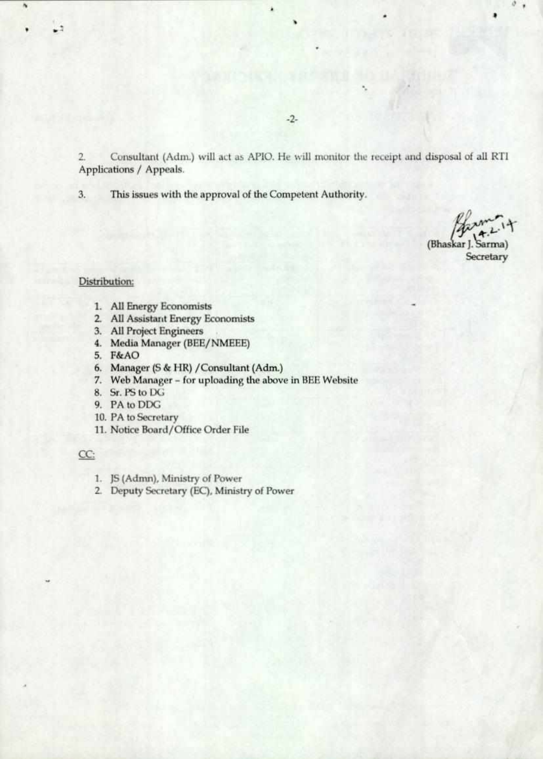2. Consultant (Adm.) will act as APIO. He will monitor the receipt and disposal of all RTI Applications / Appeals.

3. This issues with the approval of the Competent Authority.

14.2.14

(Bhaskar J. Sarma)
Secretary

Distribution:

1. All Energy Economists
2. All Assistant Energy Economists
3. All Project Engineers
4. Media Manager (BEE/NMEEE)
5. F&AO
6. Manager (S & HR) /Consultant (Adm.)
7. Web Manager – for uploading the above in BEE Website
8. Sr. PS to DG
9. PA to DDG
10. PA to Secretary
11. Notice Board/Office Order File

CC:

1. JS (Admn), Ministry of Power
2. Deputy Secretary (EC), Ministry of Power